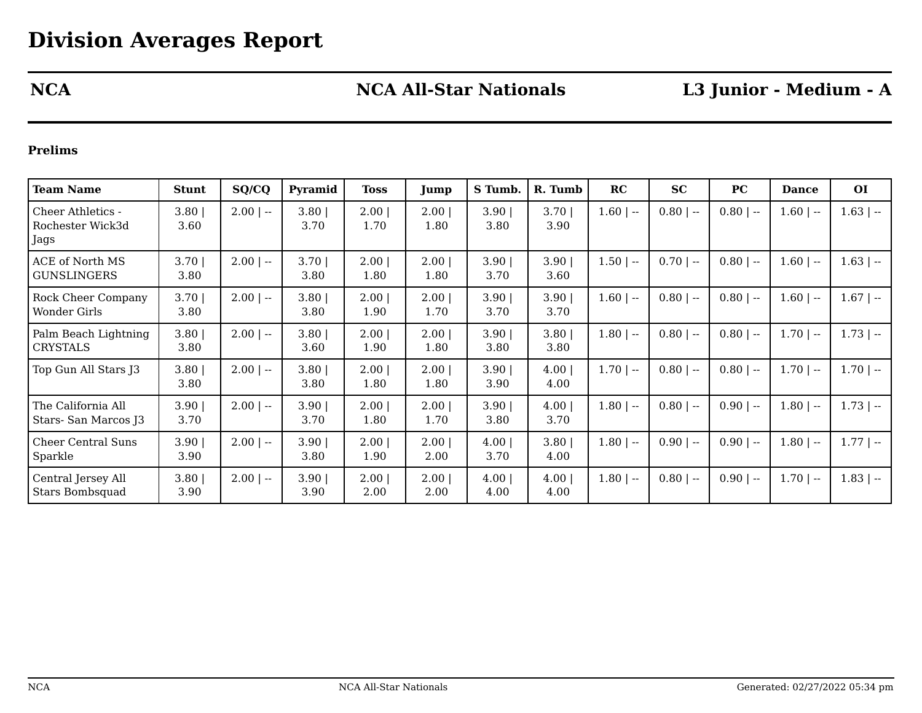# Division Averages Report

| NCA | NCA All-Star Nationals | L3 Junior - Medium - A |
|---|---|---|

**Prelims**

| Team Name | Stunt | SQ/CQ | Pyramid | Toss | Jump | S Tumb. | R. Tumb | RC | SC | PC | Dance | OI |
|---|---|---|---|---|---|---|---|---|---|---|---|---|
| Cheer Athletics - Rochester Wick3d Jags | 3.80 \| 3.60 | 2.00 \| -- | 3.80 \| 3.70 | 2.00 \| 1.70 | 2.00 \| 1.80 | 3.90 \| 3.80 | 3.70 \| 3.90 | 1.60 \| -- | 0.80 \| -- | 0.80 \| -- | 1.60 \| -- | 1.63 \| -- |
| ACE of North MS GUNSLINGERS | 3.70 \| 3.80 | 2.00 \| -- | 3.70 \| 3.80 | 2.00 \| 1.80 | 2.00 \| 1.80 | 3.90 \| 3.70 | 3.90 \| 3.60 | 1.50 \| -- | 0.70 \| -- | 0.80 \| -- | 1.60 \| -- | 1.63 \| -- |
| Rock Cheer Company Wonder Girls | 3.70 \| 3.80 | 2.00 \| -- | 3.80 \| 3.80 | 2.00 \| 1.90 | 2.00 \| 1.70 | 3.90 \| 3.70 | 3.90 \| 3.70 | 1.60 \| -- | 0.80 \| -- | 0.80 \| -- | 1.60 \| -- | 1.67 \| -- |
| Palm Beach Lightning CRYSTALS | 3.80 \| 3.80 | 2.00 \| -- | 3.80 \| 3.60 | 2.00 \| 1.90 | 2.00 \| 1.80 | 3.90 \| 3.80 | 3.80 \| 3.80 | 1.80 \| -- | 0.80 \| -- | 0.80 \| -- | 1.70 \| -- | 1.73 \| -- |
| Top Gun All Stars J3 | 3.80 \| 3.80 | 2.00 \| -- | 3.80 \| 3.80 | 2.00 \| 1.80 | 2.00 \| 1.80 | 3.90 \| 3.90 | 4.00 \| 4.00 | 1.70 \| -- | 0.80 \| -- | 0.80 \| -- | 1.70 \| -- | 1.70 \| -- |
| The California All Stars- San Marcos J3 | 3.90 \| 3.70 | 2.00 \| -- | 3.90 \| 3.70 | 2.00 \| 1.80 | 2.00 \| 1.70 | 3.90 \| 3.80 | 4.00 \| 3.70 | 1.80 \| -- | 0.80 \| -- | 0.90 \| -- | 1.80 \| -- | 1.73 \| -- |
| Cheer Central Suns Sparkle | 3.90 \| 3.90 | 2.00 \| -- | 3.90 \| 3.80 | 2.00 \| 1.90 | 2.00 \| 2.00 | 4.00 \| 3.70 | 3.80 \| 4.00 | 1.80 \| -- | 0.90 \| -- | 0.90 \| -- | 1.80 \| -- | 1.77 \| -- |
| Central Jersey All Stars Bombsquad | 3.80 \| 3.90 | 2.00 \| -- | 3.90 \| 3.90 | 2.00 \| 2.00 | 2.00 \| 2.00 | 4.00 \| 4.00 | 4.00 \| 4.00 | 1.80 \| -- | 0.80 \| -- | 0.90 \| -- | 1.70 \| -- | 1.83 \| -- |

Generated: 02/27/2022 05:34 pm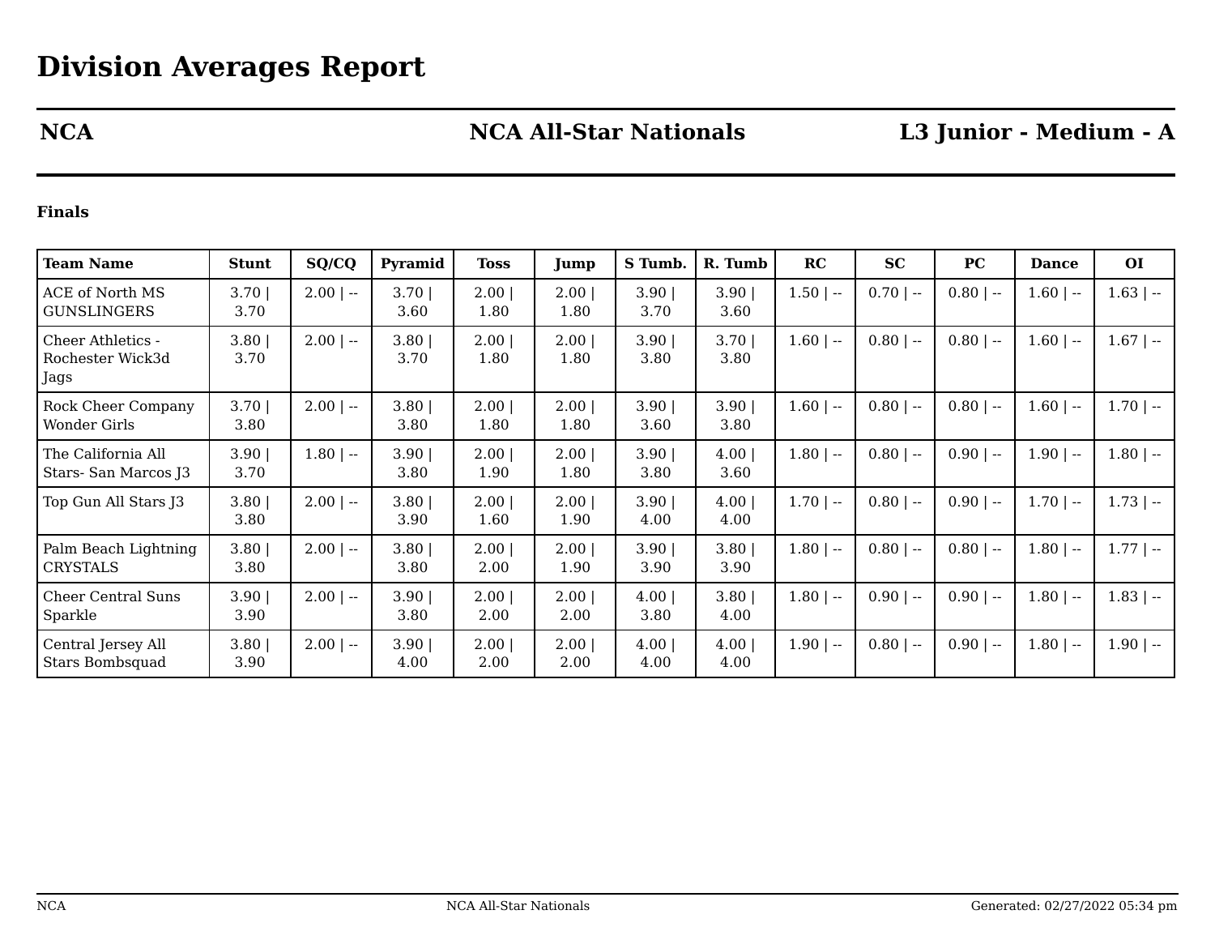# Division Averages Report

**NCA** | **NCA All-Star Nationals** | **L3 Junior - Medium - A**

**Finals**

| Team Name | Stunt | SQ/CQ | Pyramid | Toss | Jump | S Tumb. | R. Tumb | RC | SC | PC | Dance | OI |
|---|---|---|---|---|---|---|---|---|---|---|---|---|
| ACE of North MS GUNSLINGERS | 3.70 \| 3.70 | 2.00 \| -- | 3.70 \| 3.60 | 2.00 \| 1.80 | 2.00 \| 1.80 | 3.90 \| 3.70 | 3.90 \| 3.60 | 1.50 \| -- | 0.70 \| -- | 0.80 \| -- | 1.60 \| -- | 1.63 \| -- |
| Cheer Athletics - Rochester Wick3d Jags | 3.80 \| 3.70 | 2.00 \| -- | 3.80 \| 3.70 | 2.00 \| 1.80 | 2.00 \| 1.80 | 3.90 \| 3.80 | 3.70 \| 3.80 | 1.60 \| -- | 0.80 \| -- | 0.80 \| -- | 1.60 \| -- | 1.67 \| -- |
| Rock Cheer Company Wonder Girls | 3.70 \| 3.80 | 2.00 \| -- | 3.80 \| 3.80 | 2.00 \| 1.80 | 2.00 \| 1.80 | 3.90 \| 3.60 | 3.90 \| 3.80 | 1.60 \| -- | 0.80 \| -- | 0.80 \| -- | 1.60 \| -- | 1.70 \| -- |
| The California All Stars- San Marcos J3 | 3.90 \| 3.70 | 1.80 \| -- | 3.90 \| 3.80 | 2.00 \| 1.90 | 2.00 \| 1.80 | 3.90 \| 3.80 | 4.00 \| 3.60 | 1.80 \| -- | 0.80 \| -- | 0.90 \| -- | 1.90 \| -- | 1.80 \| -- |
| Top Gun All Stars J3 | 3.80 \| 3.80 | 2.00 \| -- | 3.80 \| 3.90 | 2.00 \| 1.60 | 2.00 \| 1.90 | 3.90 \| 4.00 | 4.00 \| 4.00 | 1.70 \| -- | 0.80 \| -- | 0.90 \| -- | 1.70 \| -- | 1.73 \| -- |
| Palm Beach Lightning CRYSTALS | 3.80 \| 3.80 | 2.00 \| -- | 3.80 \| 3.80 | 2.00 \| 2.00 | 2.00 \| 1.90 | 3.90 \| 3.90 | 3.80 \| 3.90 | 1.80 \| -- | 0.80 \| -- | 0.80 \| -- | 1.80 \| -- | 1.77 \| -- |
| Cheer Central Suns Sparkle | 3.90 \| 3.90 | 2.00 \| -- | 3.90 \| 3.80 | 2.00 \| 2.00 | 2.00 \| 2.00 | 4.00 \| 3.80 | 3.80 \| 4.00 | 1.80 \| -- | 0.90 \| -- | 0.90 \| -- | 1.80 \| -- | 1.83 \| -- |
| Central Jersey All Stars Bombsquad | 3.80 \| 3.90 | 2.00 \| -- | 3.90 \| 4.00 | 2.00 \| 2.00 | 2.00 \| 2.00 | 4.00 \| 4.00 | 4.00 \| 4.00 | 1.90 \| -- | 0.80 \| -- | 0.90 \| -- | 1.80 \| -- | 1.90 \| -- |